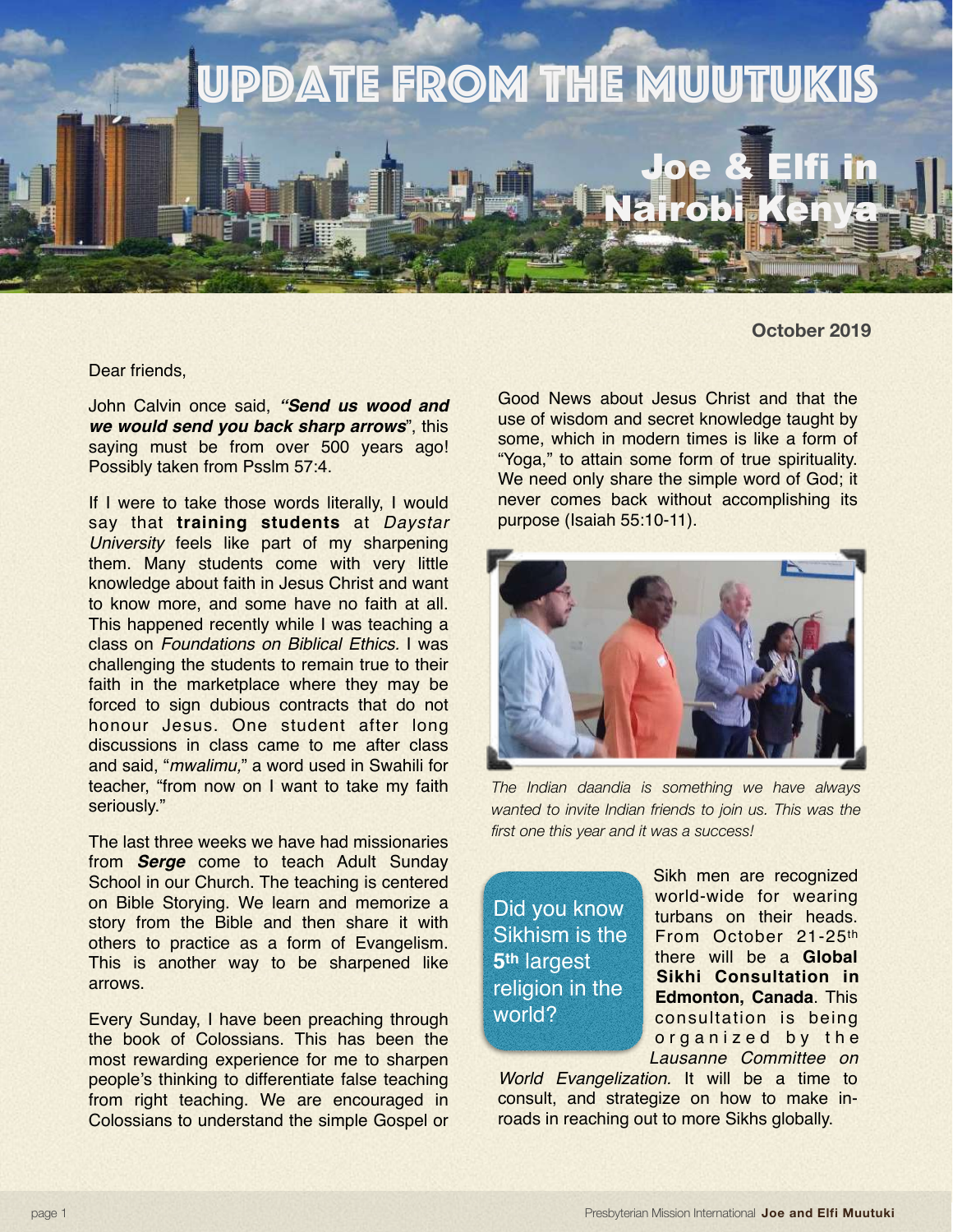# Update from the Muutukis

## Joe & Elfi in Nairobi Kenya

**October 2019**

Dear friends,

John Calvin once said, ***"Send us wood and we would send you back sharp arrows***", this saying must be from over 500 years ago! Possibly taken from Psslm 57:4.

If I were to take those words literally, I would say that **training students** at *Daystar University* feels like part of my sharpening them. Many students come with very little knowledge about faith in Jesus Christ and want to know more, and some have no faith at all. This happened recently while I was teaching a class on *Foundations on Biblical Ethics.* I was challenging the students to remain true to their faith in the marketplace where they may be forced to sign dubious contracts that do not honour Jesus. One student after long discussions in class came to me after class and said, "*mwalimu,*" a word used in Swahili for teacher, "from now on I want to take my faith seriously."

The last three weeks we have had missionaries from ***Serge*** come to teach Adult Sunday School in our Church. The teaching is centered on Bible Storying. We learn and memorize a story from the Bible and then share it with others to practice as a form of Evangelism. This is another way to be sharpened like arrows.

Every Sunday, I have been preaching through the book of Colossians. This has been the most rewarding experience for me to sharpen people's thinking to differentiate false teaching from right teaching. We are encouraged in Colossians to understand the simple Gospel or Good News about Jesus Christ and that the use of wisdom and secret knowledge taught by some, which in modern times is like a form of "Yoga," to attain some form of true spirituality. We need only share the simple word of God; it never comes back without accomplishing its purpose (Isaiah 55:10-11).

*The Indian daandia is something we have always wanted to invite Indian friends to join us. This was the first one this year and it was a success!*

> Did you know Sikhism is the 5th largest religion in the world?

Sikh men are recognized world-wide for wearing turbans on their heads. From October 21-25th there will be a **Global Sikhi Consultation in Edmonton, Canada**. This consultation is being organized by the *Lausanne Committee on World Evangelization.* It will be a time to consult, and strategize on how to make in-roads in reaching out to more Sikhs globally.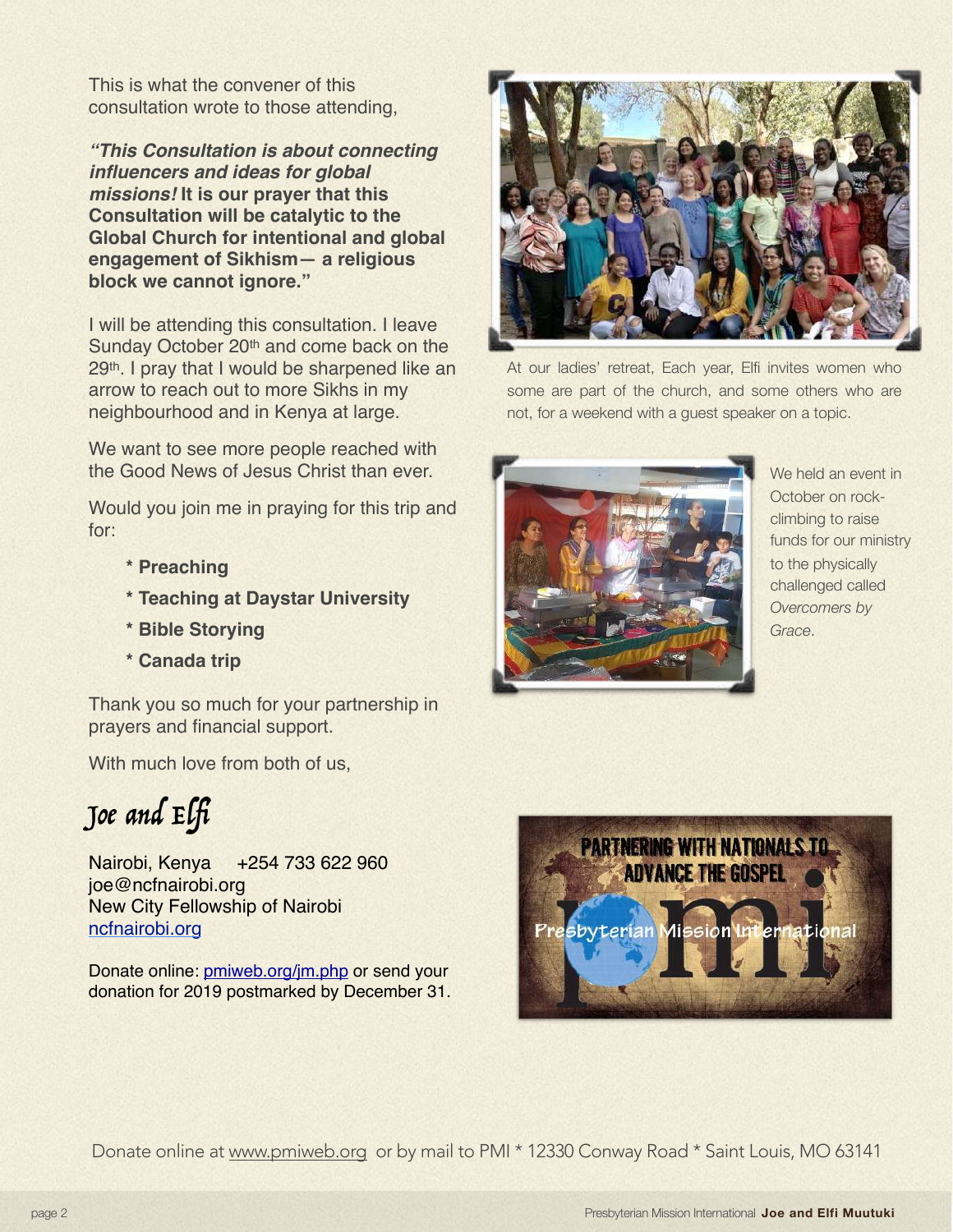This is what the convener of this consultation wrote to those attending,

***"This Consultation is about connecting influencers and ideas for global missions!*** **It is our prayer that this Consultation will be catalytic to the Global Church for intentional and global engagement of Sikhism— a religious block we cannot ignore."**

I will be attending this consultation. I leave Sunday October 20th and come back on the 29th. I pray that I would be sharpened like an arrow to reach out to more Sikhs in my neighbourhood and in Kenya at large.

We want to see more people reached with the Good News of Jesus Christ than ever.

Would you join me in praying for this trip and for:

- **Preaching**
- **Teaching at Daystar University**
- **Bible Storying**
- **Canada trip**

Thank you so much for your partnership in prayers and financial support.

With much love from both of us,

*Joe and Elfi*

Nairobi, Kenya +254 733 622 960
joe@ncfnairobi.org
New City Fellowship of Nairobi
ncfnairobi.org

Donate online: pmiweb.org/jm.php or send your donation for 2019 postmarked by December 31.

At our ladies' retreat, Each year, Elfi invites women who some are part of the church, and some others who are not, for a weekend with a guest speaker on a topic.

We held an event in October on rock-climbing to raise funds for our ministry to the physically challenged called *Overcomers by Grace*.

PARTNERING WITH NATIONALS TO ADVANCE THE GOSPEL

pmi

Presbyterian Mission International

Donate online at www.pmiweb.org or by mail to PMI * 12330 Conway Road * Saint Louis, MO 63141